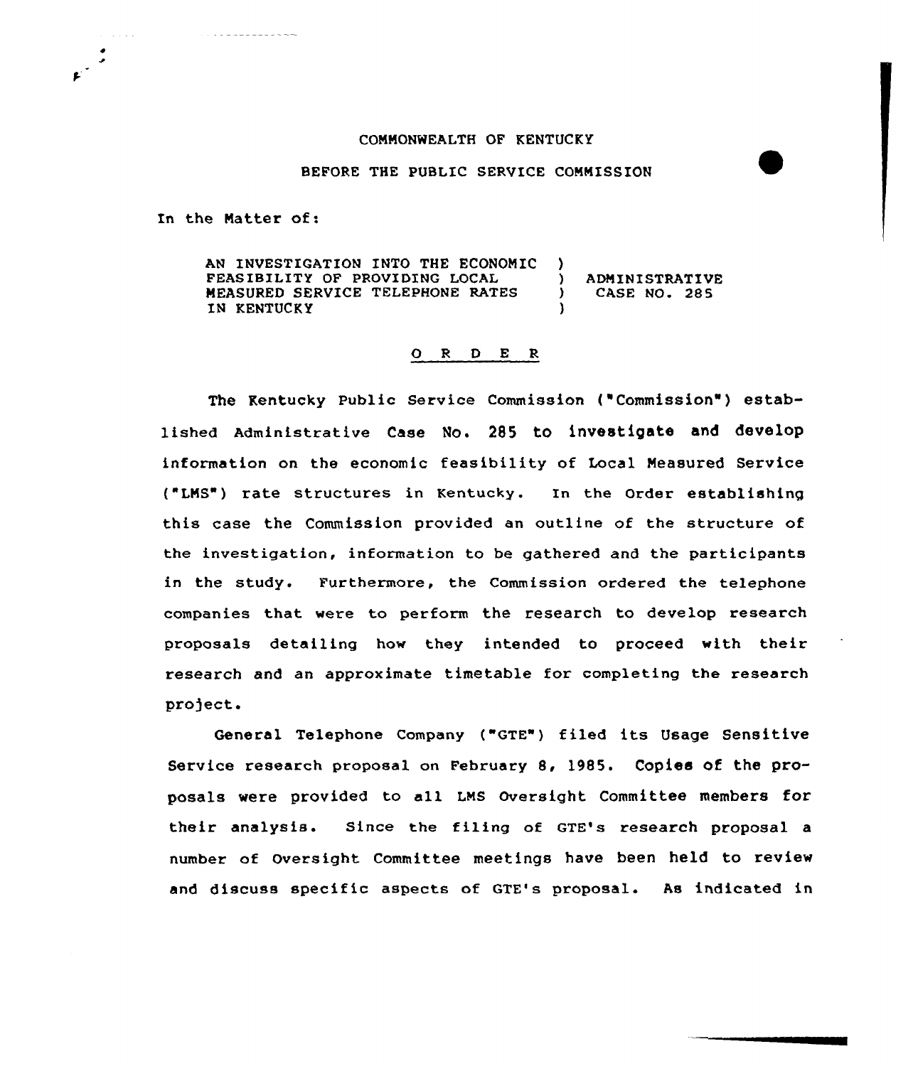COMMONWEALTH OF KENTUCKY

BEFORE THE PUBLIC SERVICE COMMISSION

In the Matter of:

| | | |
|---|---|---|
| AN INVESTIGATION INTO THE ECONOMIC FEASIBILITY OF PROVIDING LOCAL MEASURED SERVICE TELEPHONE RATES IN KENTUCKY | ) | ADMINISTRATIVE CASE NO. 285 |

O R D E R

The Kentucky Public Service Commission ("Commission") established Administrative Case No. 285 to investigate and develop information on the economic feasibility of Local Measured Service ("LMS") rate structures in Kentucky. In the Order establishing this case the Commission provided an outline of the structure of the investigation, information to be gathered and the participants in the study. Furthermore, the Commission ordered the telephone companies that were to perform the research to develop research proposals detailing how they intended to proceed with their research and an approximate timetable for completing the research project.

General Telephone Company ("GTE") filed its Usage Sensitive Service research proposal on February 8, 1985. Copies of the proposals were provided to all LMS Oversight Committee members for their analysis. Since the filing of GTE's research proposal a number of Oversight Committee meetings have been held to review and discuss specific aspects of GTE's proposal. As indicated in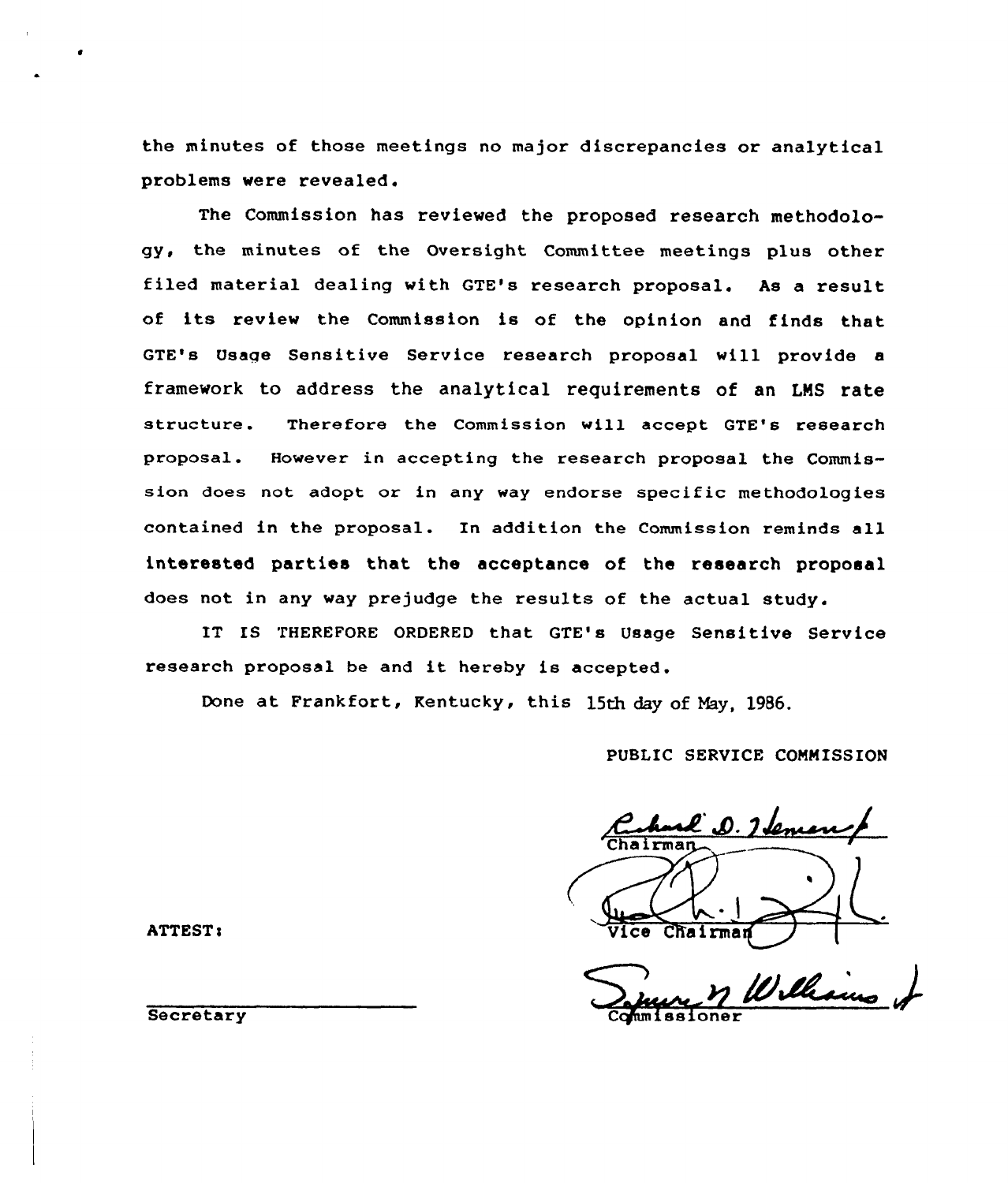the minutes of those meetings no major discrepancies or analytical problems were revealed.

The Commission has reviewed the proposed research methodology, the minutes of the Oversight Committee meetings plus other filed material dealing with GTE's research proposal. As a result of its review the Commission is of the opinion and finds that GTE's Usage Sensitive Service research proposal will provide a framework to address the analytical requirements of an LMS rate structure. Therefore the Commission will accept GTE's research proposal. However in accepting the research proposal the Commission does not adopt or in any way endorse specific methodologies contained in the proposal. In addition the Commission reminds all interested parties that the acceptance of the research proposal does not in any way prejudge the results of the actual study.

IT IS THEREFORE ORDERED that GTE's Usage Sensitive Service research proposal be and it hereby is accepted.

Done at Frankfort, Kentucky, this 15th day of May, 1986.

PUBLIC SERVICE COMMISSION

Richard D. Heman Jr.
Chairman

Vice Chairman

Commissioner

ATTEST:

Secretary